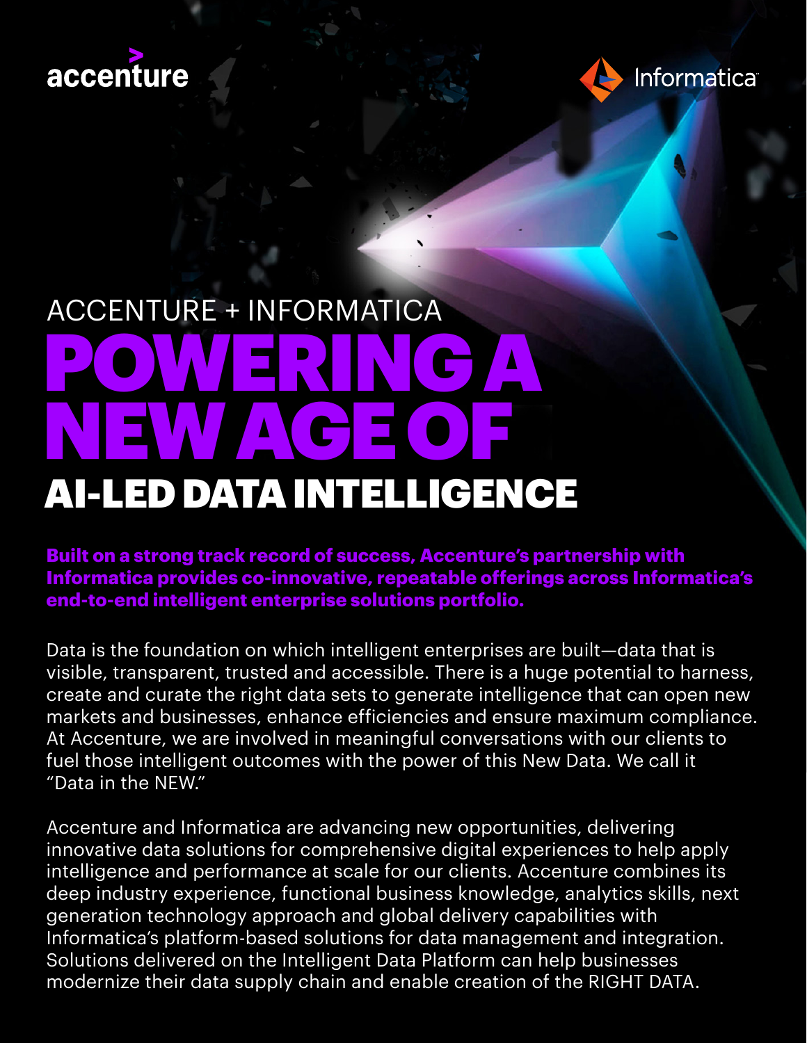accenture

Informatica

ACCENTURE + INFORMATICA

# POWERING A NEW AGE OF AI-LED DATA INTELLIGENCE

**Built on a strong track record of success, Accenture's partnership with Informatica provides co-innovative, repeatable offerings across Informatica's end-to-end intelligent enterprise solutions portfolio.**

Data is the foundation on which intelligent enterprises are built—data that is visible, transparent, trusted and accessible. There is a huge potential to harness, create and curate the right data sets to generate intelligence that can open new markets and businesses, enhance efficiencies and ensure maximum compliance. At Accenture, we are involved in meaningful conversations with our clients to fuel those intelligent outcomes with the power of this New Data. We call it "Data in the NEW."

Accenture and Informatica are advancing new opportunities, delivering innovative data solutions for comprehensive digital experiences to help apply intelligence and performance at scale for our clients. Accenture combines its deep industry experience, functional business knowledge, analytics skills, next generation technology approach and global delivery capabilities with Informatica's platform-based solutions for data management and integration. Solutions delivered on the Intelligent Data Platform can help businesses modernize their data supply chain and enable creation of the RIGHT DATA.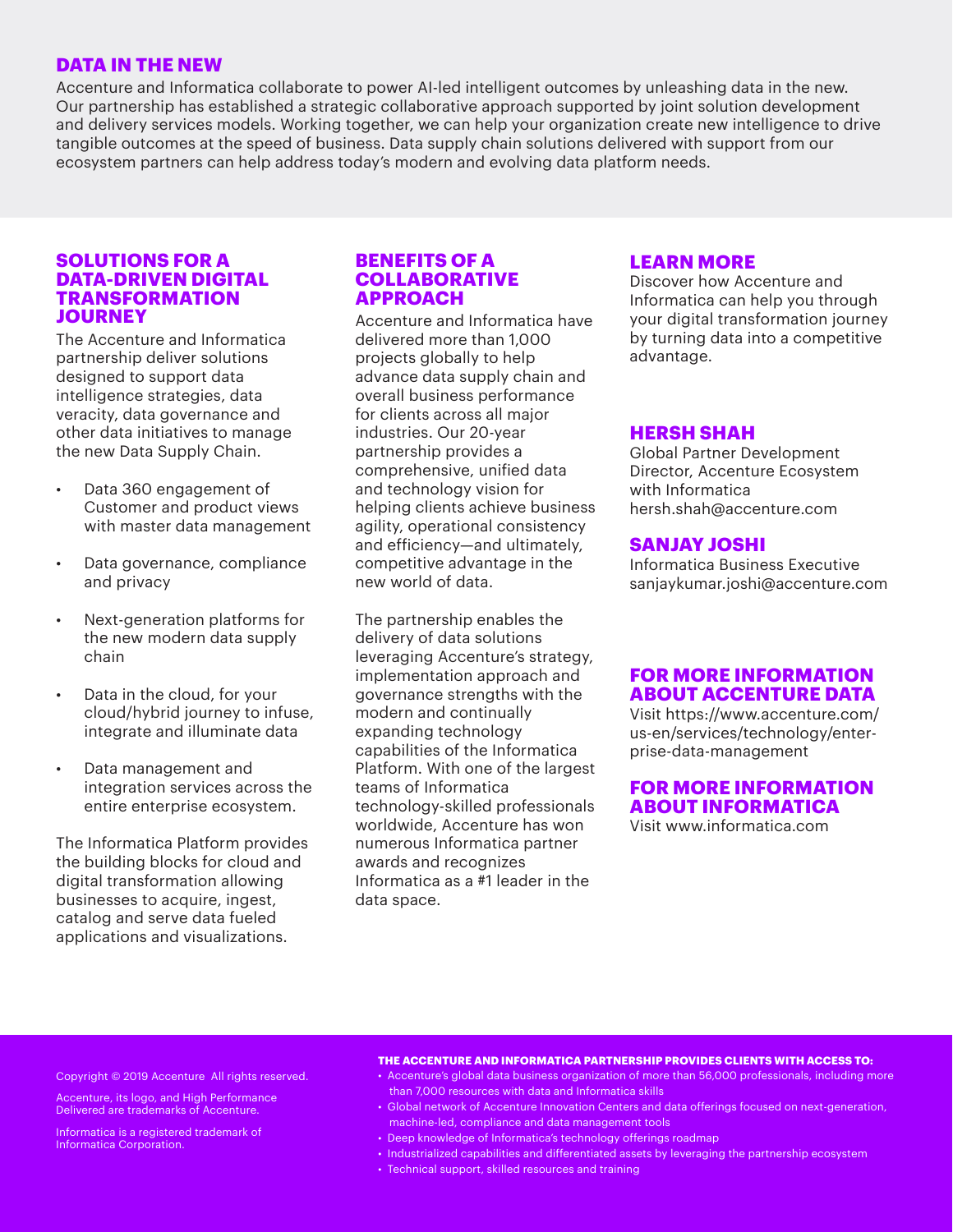## DATA IN THE NEW

Accenture and Informatica collaborate to power AI-led intelligent outcomes by unleashing data in the new. Our partnership has established a strategic collaborative approach supported by joint solution development and delivery services models. Working together, we can help your organization create new intelligence to drive tangible outcomes at the speed of business. Data supply chain solutions delivered with support from our ecosystem partners can help address today's modern and evolving data platform needs.

## SOLUTIONS FOR A DATA-DRIVEN DIGITAL TRANSFORMATION JOURNEY

The Accenture and Informatica partnership deliver solutions designed to support data intelligence strategies, data veracity, data governance and other data initiatives to manage the new Data Supply Chain.

- Data 360 engagement of Customer and product views with master data management
- Data governance, compliance and privacy
- Next-generation platforms for the new modern data supply chain
- Data in the cloud, for your cloud/hybrid journey to infuse, integrate and illuminate data
- Data management and integration services across the entire enterprise ecosystem.

The Informatica Platform provides the building blocks for cloud and digital transformation allowing businesses to acquire, ingest, catalog and serve data fueled applications and visualizations.

## BENEFITS OF A COLLABORATIVE APPROACH

Accenture and Informatica have delivered more than 1,000 projects globally to help advance data supply chain and overall business performance for clients across all major industries. Our 20-year partnership provides a comprehensive, unified data and technology vision for helping clients achieve business agility, operational consistency and efficiency—and ultimately, competitive advantage in the new world of data.

The partnership enables the delivery of data solutions leveraging Accenture's strategy, implementation approach and governance strengths with the modern and continually expanding technology capabilities of the Informatica Platform. With one of the largest teams of Informatica technology-skilled professionals worldwide, Accenture has won numerous Informatica partner awards and recognizes Informatica as a #1 leader in the data space.

## LEARN MORE

Discover how Accenture and Informatica can help you through your digital transformation journey by turning data into a competitive advantage.

### HERSH SHAH

Global Partner Development Director, Accenture Ecosystem with Informatica
hersh.shah@accenture.com

### SANJAY JOSHI

Informatica Business Executive
sanjaykumar.joshi@accenture.com

## FOR MORE INFORMATION ABOUT ACCENTURE DATA

Visit https://www.accenture.com/us-en/services/technology/enterprise-data-management

## FOR MORE INFORMATION ABOUT INFORMATICA

Visit www.informatica.com

Copyright © 2019 Accenture All rights reserved.

Accenture, its logo, and High Performance Delivered are trademarks of Accenture.

Informatica is a registered trademark of Informatica Corporation.

**THE ACCENTURE AND INFORMATICA PARTNERSHIP PROVIDES CLIENTS WITH ACCESS TO:**

- Accenture's global data business organization of more than 56,000 professionals, including more than 7,000 resources with data and Informatica skills
- Global network of Accenture Innovation Centers and data offerings focused on next-generation, machine-led, compliance and data management tools
- Deep knowledge of Informatica's technology offerings roadmap
- Industrialized capabilities and differentiated assets by leveraging the partnership ecosystem
- Technical support, skilled resources and training